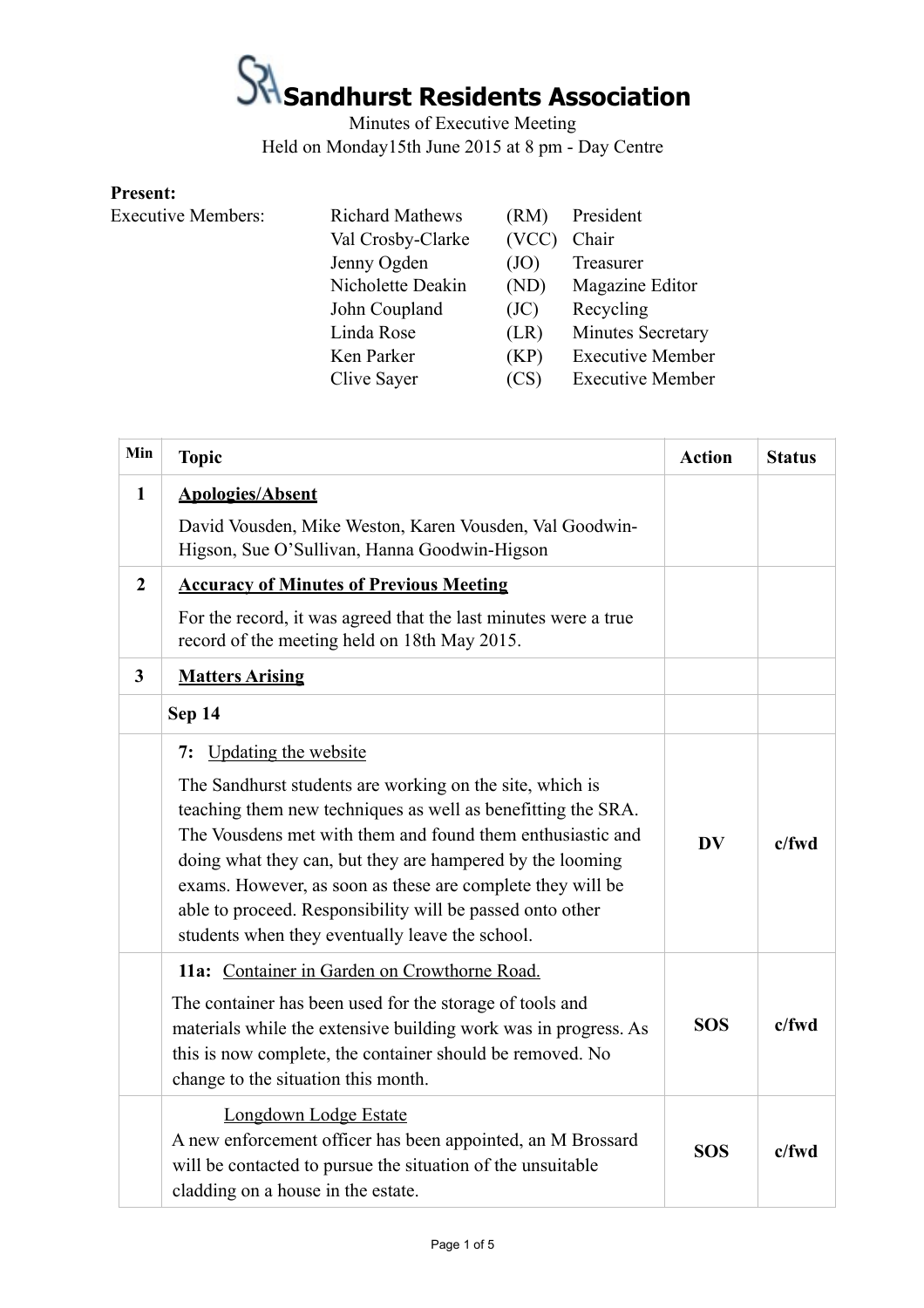# Sandhurst Residents Association

Minutes of Executive Meeting
Held on Monday15th June 2015 at 8 pm - Day Centre

**Present:**

| Executive Members: | | | |
|---|---|---|---|
| | Richard Mathews | (RM) | President |
| | Val Crosby-Clarke | (VCC) | Chair |
| | Jenny Ogden | (JO) | Treasurer |
| | Nicholette Deakin | (ND) | Magazine Editor |
| | John Coupland | (JC) | Recycling |
| | Linda Rose | (LR) | Minutes Secretary |
| | Ken Parker | (KP) | Executive Member |
| | Clive Sayer | (CS) | Executive Member |

| Min | Topic | Action | Status |
|---|---|---|---|
| **1** | **Apologies/Absent**<br>David Vousden, Mike Weston, Karen Vousden, Val Goodwin-Higson, Sue O'Sullivan, Hanna Goodwin-Higson | | |
| **2** | **Accuracy of Minutes of Previous Meeting**<br>For the record, it was agreed that the last minutes were a true record of the meeting held on 18th May 2015. | | |
| **3** | **Matters Arising** | | |
| | **Sep 14** | | |
| | **7:** Updating the website<br>The Sandhurst students are working on the site, which is teaching them new techniques as well as benefitting the SRA. The Vousdens met with them and found them enthusiastic and doing what they can, but they are hampered by the looming exams. However, as soon as these are complete they will be able to proceed. Responsibility will be passed onto other students when they eventually leave the school. | **DV** | **c/fwd** |
| | **11a:** Container in Garden on Crowthorne Road.<br>The container has been used for the storage of tools and materials while the extensive building work was in progress. As this is now complete, the container should be removed. No change to the situation this month. | **SOS** | **c/fwd** |
| | Longdown Lodge Estate<br>A new enforcement officer has been appointed, an M Brossard will be contacted to pursue the situation of the unsuitable cladding on a house in the estate. | **SOS** | **c/fwd** |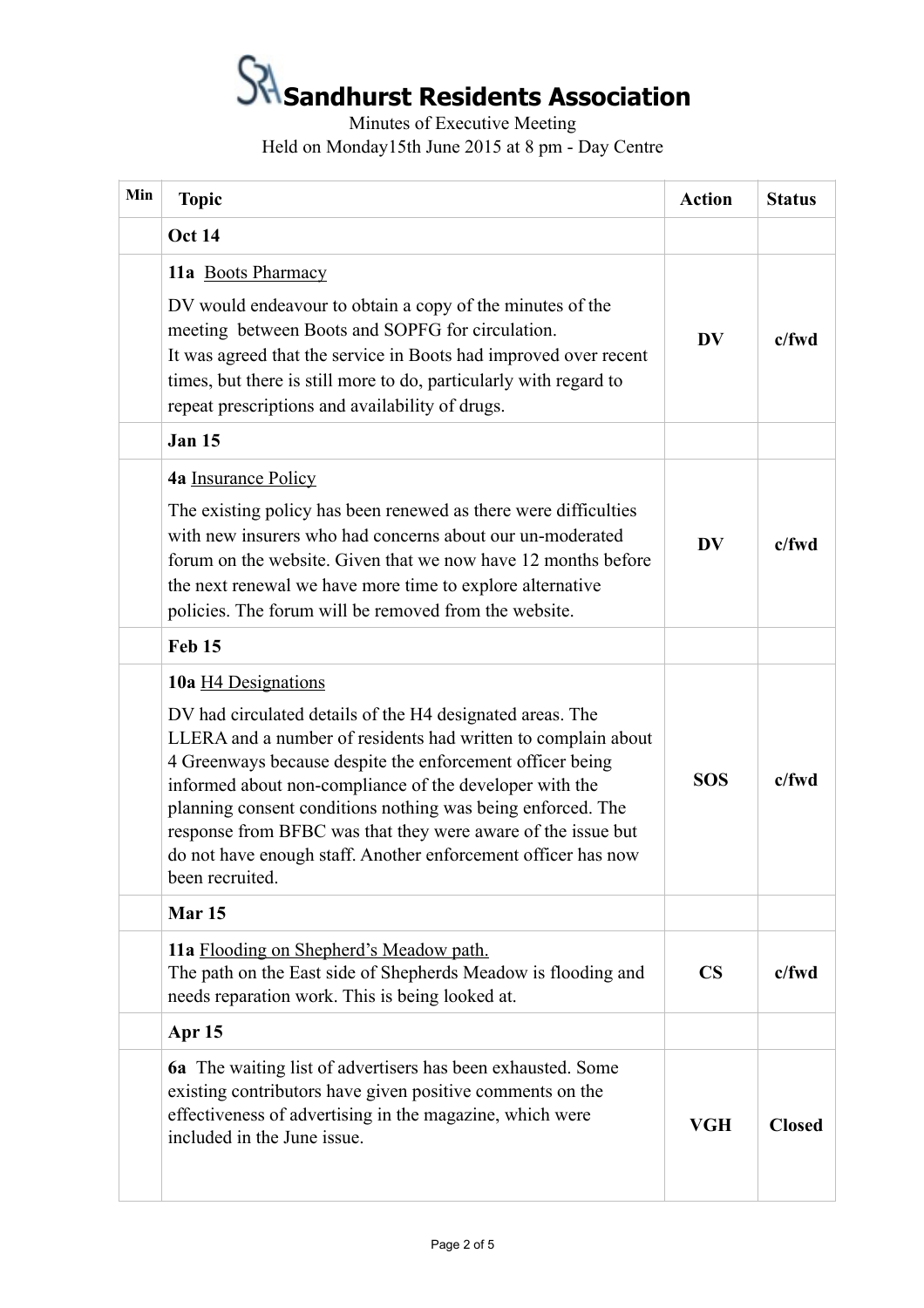# Sandhurst Residents Association

Minutes of Executive Meeting

Held on Monday15th June 2015 at 8 pm - Day Centre

| Min | Topic | Action | Status |
|---|---|---|---|
| | **Oct 14** | | |
| | **11a** Boots Pharmacy<br><br>DV would endeavour to obtain a copy of the minutes of the meeting between Boots and SOPFG for circulation.<br>It was agreed that the service in Boots had improved over recent times, but there is still more to do, particularly with regard to repeat prescriptions and availability of drugs. | **DV** | **c/fwd** |
| | **Jan 15** | | |
| | **4a** Insurance Policy<br><br>The existing policy has been renewed as there were difficulties with new insurers who had concerns about our un-moderated forum on the website. Given that we now have 12 months before the next renewal we have more time to explore alternative policies. The forum will be removed from the website. | **DV** | **c/fwd** |
| | **Feb 15** | | |
| | **10a** H4 Designations<br><br>DV had circulated details of the H4 designated areas. The LLERA and a number of residents had written to complain about 4 Greenways because despite the enforcement officer being informed about non-compliance of the developer with the planning consent conditions nothing was being enforced. The response from BFBC was that they were aware of the issue but do not have enough staff. Another enforcement officer has now been recruited. | **SOS** | **c/fwd** |
| | **Mar 15** | | |
| | **11a** Flooding on Shepherd's Meadow path.<br>The path on the East side of Shepherds Meadow is flooding and needs reparation work. This is being looked at. | **CS** | **c/fwd** |
| | **Apr 15** | | |
| | **6a** The waiting list of advertisers has been exhausted. Some existing contributors have given positive comments on the effectiveness of advertising in the magazine, which were included in the June issue. | **VGH** | **Closed** |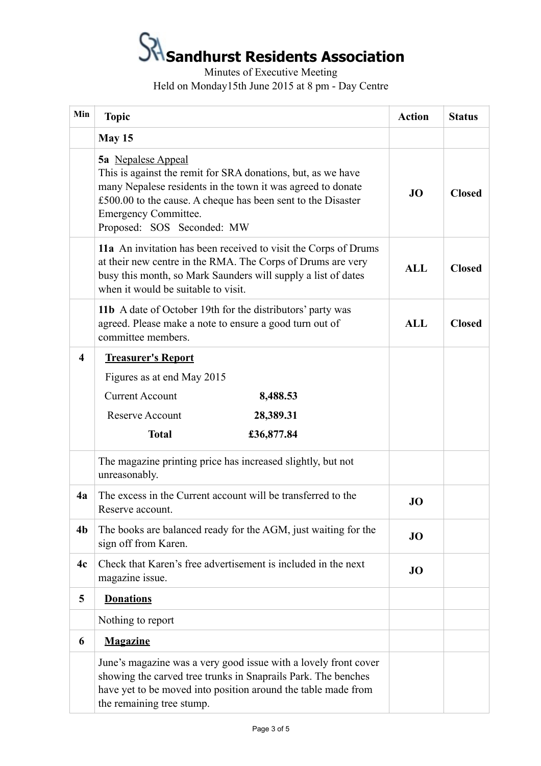# Sandhurst Residents Association

Minutes of Executive Meeting
Held on Monday15th June 2015 at 8 pm - Day Centre

| Min | Topic | Action | Status |
|---|---|---|---|
| | **May 15** | | |
| | **5a** Nepalese Appeal<br>This is against the remit for SRA donations, but, as we have many Nepalese residents in the town it was agreed to donate £500.00 to the cause. A cheque has been sent to the Disaster Emergency Committee.<br>Proposed: SOS Seconded: MW | **JO** | **Closed** |
| | **11a** An invitation has been received to visit the Corps of Drums at their new centre in the RMA. The Corps of Drums are very busy this month, so Mark Saunders will supply a list of dates when it would be suitable to visit. | **ALL** | **Closed** |
| | **11b** A date of October 19th for the distributors' party was agreed. Please make a note to ensure a good turn out of committee members. | **ALL** | **Closed** |
| **4** | **Treasurer's Report**<br>Figures as at end May 2015<br>Current Account **8,488.53**<br>Reserve Account **28,389.31**<br>**Total** **£36,877.84** | | |
| | The magazine printing price has increased slightly, but not unreasonably. | | |
| **4a** | The excess in the Current account will be transferred to the Reserve account. | **JO** | |
| **4b** | The books are balanced ready for the AGM, just waiting for the sign off from Karen. | **JO** | |
| **4c** | Check that Karen's free advertisement is included in the next magazine issue. | **JO** | |
| **5** | **Donations** | | |
| | Nothing to report | | |
| **6** | **Magazine** | | |
| | June's magazine was a very good issue with a lovely front cover showing the carved tree trunks in Snaprails Park. The benches have yet to be moved into position around the table made from the remaining tree stump. | | |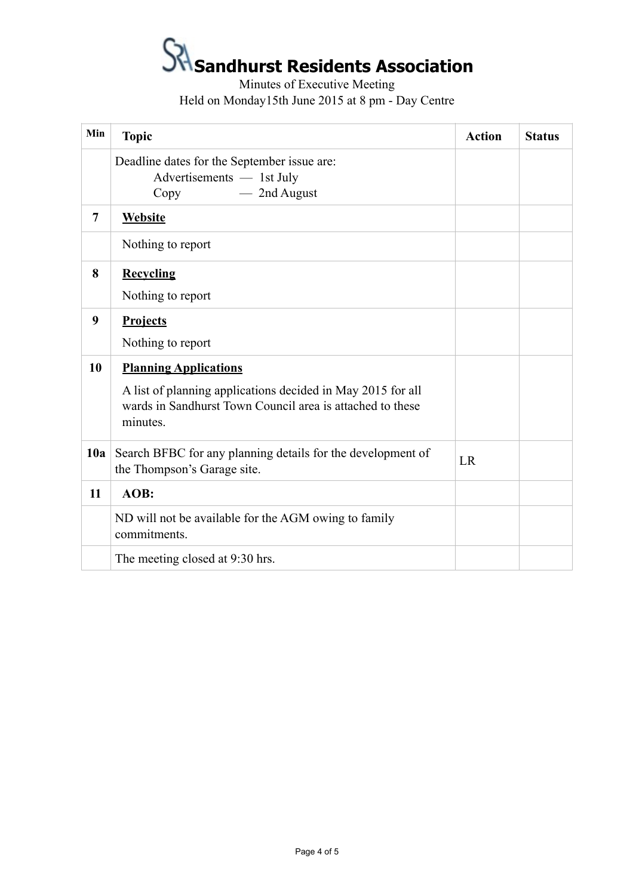# Sandhurst Residents Association

Minutes of Executive Meeting

Held on Monday15th June 2015 at 8 pm - Day Centre

| Min | Topic | Action | Status |
|---|---|---|---|
| | Deadline dates for the September issue are: Advertisements — 1st July; Copy — 2nd August | | |
| 7 | **Website** | | |
| | Nothing to report | | |
| 8 | **Recycling** Nothing to report | | |
| 9 | **Projects** Nothing to report | | |
| 10 | **Planning Applications** A list of planning applications decided in May 2015 for all wards in Sandhurst Town Council area is attached to these minutes. | | |
| 10a | Search BFBC for any planning details for the development of the Thompson's Garage site. | LR | |
| 11 | **AOB:** | | |
| | ND will not be available for the AGM owing to family commitments. | | |
| | The meeting closed at 9:30 hrs. | | |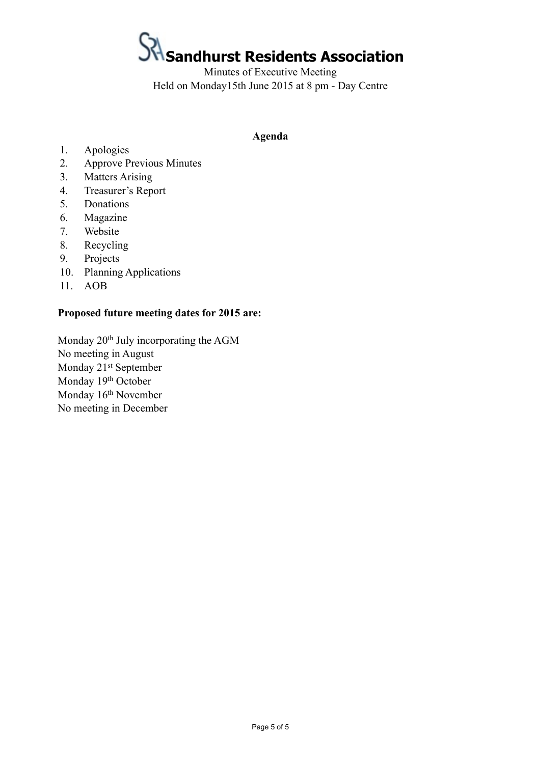# Sandhurst Residents Association

Minutes of Executive Meeting
Held on Monday15th June 2015 at 8 pm - Day Centre

**Agenda**

1. Apologies
2. Approve Previous Minutes
3. Matters Arising
4. Treasurer's Report
5. Donations
6. Magazine
7. Website
8. Recycling
9. Projects
10. Planning Applications
11. AOB

**Proposed future meeting dates for 2015 are:**

Monday 20th July incorporating the AGM
No meeting in August
Monday 21st September
Monday 19th October
Monday 16th November
No meeting in December